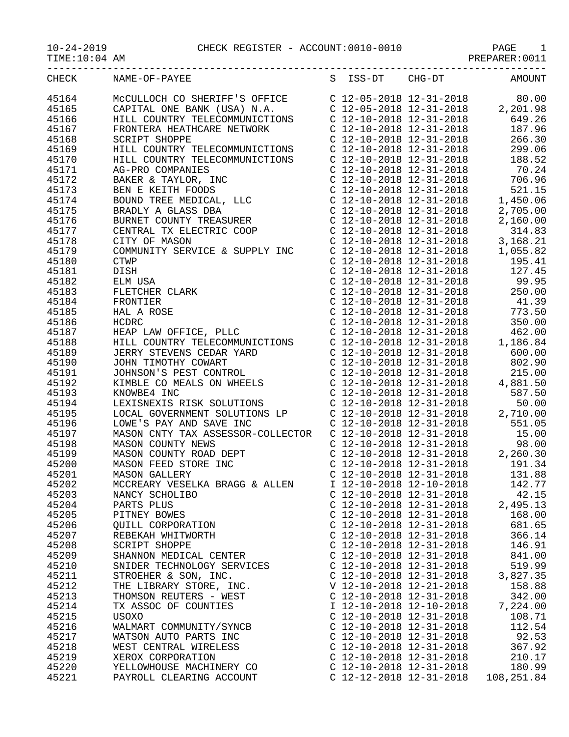10-24-2019 CHECK REGISTER - ACCOUNT:0010-0010

TIME:10:04 AM PREPARER:0011

| CHECK | NAME-OF-PAYEE | S | ISS-DT | CHG-DT | AMOUNT |
|---|---|---|---|---|---|
| 45164 | McCULLOCH CO SHERIFF'S OFFICE | C | 12-05-2018 | 12-31-2018 | 80.00 |
| 45165 | CAPITAL ONE BANK (USA) N.A. | C | 12-05-2018 | 12-31-2018 | 2,201.98 |
| 45166 | HILL COUNTRY TELECOMMUNICTIONS | C | 12-10-2018 | 12-31-2018 | 649.26 |
| 45167 | FRONTERA HEATHCARE NETWORK | C | 12-10-2018 | 12-31-2018 | 187.96 |
| 45168 | SCRIPT SHOPPE | C | 12-10-2018 | 12-31-2018 | 266.30 |
| 45169 | HILL COUNTRY TELECOMMUNICTIONS | C | 12-10-2018 | 12-31-2018 | 299.06 |
| 45170 | HILL COUNTRY TELECOMMUNICTIONS | C | 12-10-2018 | 12-31-2018 | 188.52 |
| 45171 | AG-PRO COMPANIES | C | 12-10-2018 | 12-31-2018 | 70.24 |
| 45172 | BAKER & TAYLOR, INC | C | 12-10-2018 | 12-31-2018 | 706.96 |
| 45173 | BEN E KEITH FOODS | C | 12-10-2018 | 12-31-2018 | 521.15 |
| 45174 | BOUND TREE MEDICAL, LLC | C | 12-10-2018 | 12-31-2018 | 1,450.06 |
| 45175 | BRADLY A GLASS DBA | C | 12-10-2018 | 12-31-2018 | 2,705.00 |
| 45176 | BURNET COUNTY TREASURER | C | 12-10-2018 | 12-31-2018 | 2,160.00 |
| 45177 | CENTRAL TX ELECTRIC COOP | C | 12-10-2018 | 12-31-2018 | 314.83 |
| 45178 | CITY OF MASON | C | 12-10-2018 | 12-31-2018 | 3,168.21 |
| 45179 | COMMUNITY SERVICE & SUPPLY INC | C | 12-10-2018 | 12-31-2018 | 1,055.82 |
| 45180 | CTWP | C | 12-10-2018 | 12-31-2018 | 195.41 |
| 45181 | DISH | C | 12-10-2018 | 12-31-2018 | 127.45 |
| 45182 | ELM USA | C | 12-10-2018 | 12-31-2018 | 99.95 |
| 45183 | FLETCHER CLARK | C | 12-10-2018 | 12-31-2018 | 250.00 |
| 45184 | FRONTIER | C | 12-10-2018 | 12-31-2018 | 41.39 |
| 45185 | HAL A ROSE | C | 12-10-2018 | 12-31-2018 | 773.50 |
| 45186 | HCDRC | C | 12-10-2018 | 12-31-2018 | 350.00 |
| 45187 | HEAP LAW OFFICE, PLLC | C | 12-10-2018 | 12-31-2018 | 462.00 |
| 45188 | HILL COUNTRY TELECOMMUNICTIONS | C | 12-10-2018 | 12-31-2018 | 1,186.84 |
| 45189 | JERRY STEVENS CEDAR YARD | C | 12-10-2018 | 12-31-2018 | 600.00 |
| 45190 | JOHN TIMOTHY COWART | C | 12-10-2018 | 12-31-2018 | 802.90 |
| 45191 | JOHNSON'S PEST CONTROL | C | 12-10-2018 | 12-31-2018 | 215.00 |
| 45192 | KIMBLE CO MEALS ON WHEELS | C | 12-10-2018 | 12-31-2018 | 4,881.50 |
| 45193 | KNOWBE4 INC | C | 12-10-2018 | 12-31-2018 | 587.50 |
| 45194 | LEXISNEXIS RISK SOLUTIONS | C | 12-10-2018 | 12-31-2018 | 50.00 |
| 45195 | LOCAL GOVERNMENT SOLUTIONS LP | C | 12-10-2018 | 12-31-2018 | 2,710.00 |
| 45196 | LOWE'S PAY AND SAVE INC | C | 12-10-2018 | 12-31-2018 | 551.05 |
| 45197 | MASON CNTY TAX ASSESSOR-COLLECTOR | C | 12-10-2018 | 12-31-2018 | 15.00 |
| 45198 | MASON COUNTY NEWS | C | 12-10-2018 | 12-31-2018 | 98.00 |
| 45199 | MASON COUNTY ROAD DEPT | C | 12-10-2018 | 12-31-2018 | 2,260.30 |
| 45200 | MASON FEED STORE INC | C | 12-10-2018 | 12-31-2018 | 191.34 |
| 45201 | MASON GALLERY | C | 12-10-2018 | 12-31-2018 | 131.88 |
| 45202 | MCCREARY VESELKA BRAGG & ALLEN | I | 12-10-2018 | 12-10-2018 | 142.77 |
| 45203 | NANCY SCHOLIBO | C | 12-10-2018 | 12-31-2018 | 42.15 |
| 45204 | PARTS PLUS | C | 12-10-2018 | 12-31-2018 | 2,495.13 |
| 45205 | PITNEY BOWES | C | 12-10-2018 | 12-31-2018 | 168.00 |
| 45206 | QUILL CORPORATION | C | 12-10-2018 | 12-31-2018 | 681.65 |
| 45207 | REBEKAH WHITWORTH | C | 12-10-2018 | 12-31-2018 | 366.14 |
| 45208 | SCRIPT SHOPPE | C | 12-10-2018 | 12-31-2018 | 146.91 |
| 45209 | SHANNON MEDICAL CENTER | C | 12-10-2018 | 12-31-2018 | 841.00 |
| 45210 | SNIDER TECHNOLOGY SERVICES | C | 12-10-2018 | 12-31-2018 | 519.99 |
| 45211 | STROEHER & SON, INC. | C | 12-10-2018 | 12-31-2018 | 3,827.35 |
| 45212 | THE LIBRARY STORE, INC. | V | 12-10-2018 | 12-21-2018 | 158.88 |
| 45213 | THOMSON REUTERS - WEST | C | 12-10-2018 | 12-31-2018 | 342.00 |
| 45214 | TX ASSOC OF COUNTIES | I | 12-10-2018 | 12-10-2018 | 7,224.00 |
| 45215 | USOXO | C | 12-10-2018 | 12-31-2018 | 108.71 |
| 45216 | WALMART COMMUNITY/SYNCB | C | 12-10-2018 | 12-31-2018 | 112.54 |
| 45217 | WATSON AUTO PARTS INC | C | 12-10-2018 | 12-31-2018 | 92.53 |
| 45218 | WEST CENTRAL WIRELESS | C | 12-10-2018 | 12-31-2018 | 367.92 |
| 45219 | XEROX CORPORATION | C | 12-10-2018 | 12-31-2018 | 210.17 |
| 45220 | YELLOWHOUSE MACHINERY CO | C | 12-10-2018 | 12-31-2018 | 180.99 |
| 45221 | PAYROLL CLEARING ACCOUNT | C | 12-12-2018 | 12-31-2018 | 108,251.84 |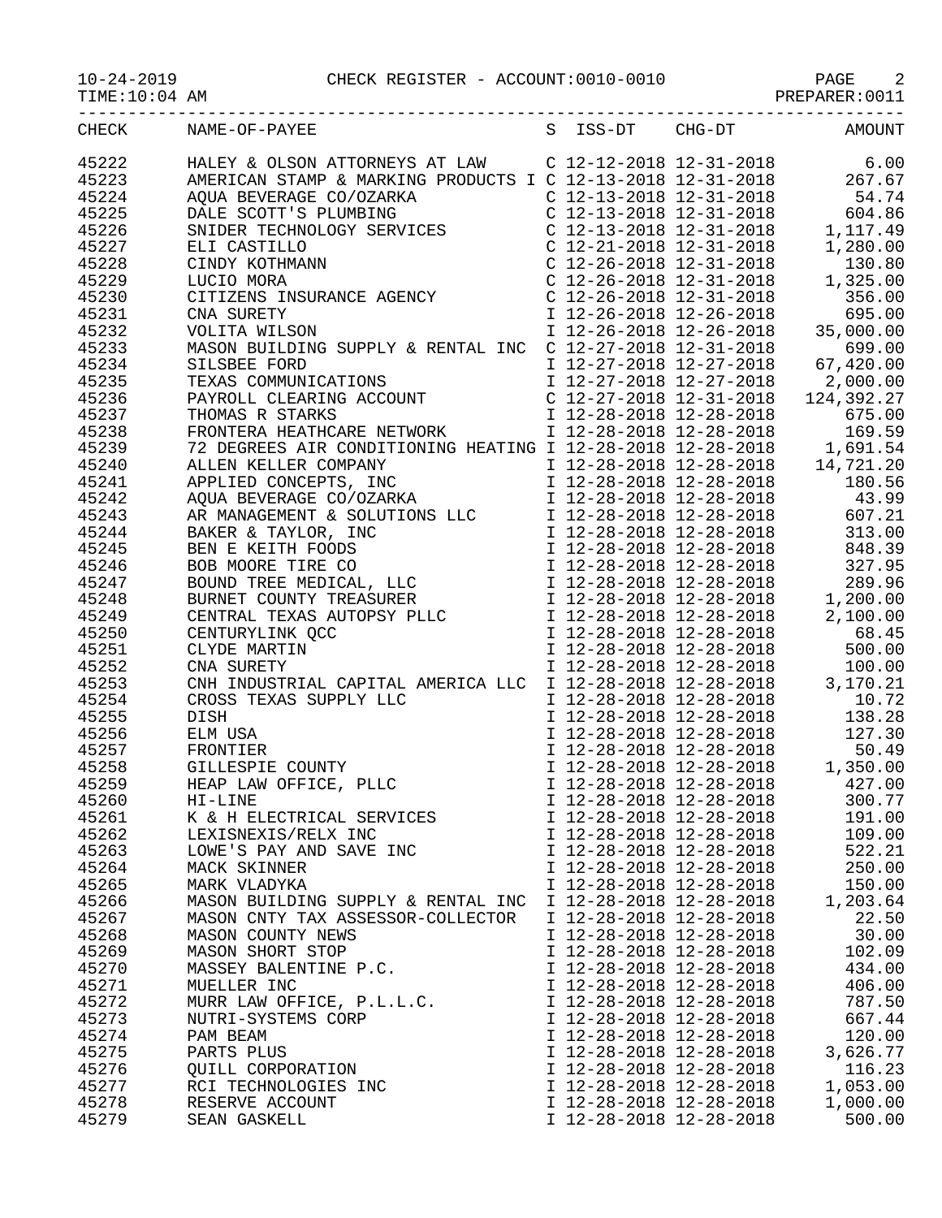CHECK REGISTER - ACCOUNT:0010-0010

| CHECK | NAME-OF-PAYEE | S | ISS-DT | CHG-DT | AMOUNT |
|---|---|---|---|---|---|
| 45222 | HALEY & OLSON ATTORNEYS AT LAW | C | 12-12-2018 | 12-31-2018 | 6.00 |
| 45223 | AMERICAN STAMP & MARKING PRODUCTS I | C | 12-13-2018 | 12-31-2018 | 267.67 |
| 45224 | AQUA BEVERAGE CO/OZARKA | C | 12-13-2018 | 12-31-2018 | 54.74 |
| 45225 | DALE SCOTT'S PLUMBING | C | 12-13-2018 | 12-31-2018 | 604.86 |
| 45226 | SNIDER TECHNOLOGY SERVICES | C | 12-13-2018 | 12-31-2018 | 1,117.49 |
| 45227 | ELI CASTILLO | C | 12-21-2018 | 12-31-2018 | 1,280.00 |
| 45228 | CINDY KOTHMANN | C | 12-26-2018 | 12-31-2018 | 130.80 |
| 45229 | LUCIO MORA | C | 12-26-2018 | 12-31-2018 | 1,325.00 |
| 45230 | CITIZENS INSURANCE AGENCY | C | 12-26-2018 | 12-31-2018 | 356.00 |
| 45231 | CNA SURETY | I | 12-26-2018 | 12-26-2018 | 695.00 |
| 45232 | VOLITA WILSON | I | 12-26-2018 | 12-26-2018 | 35,000.00 |
| 45233 | MASON BUILDING SUPPLY & RENTAL INC | C | 12-27-2018 | 12-31-2018 | 699.00 |
| 45234 | SILSBEE FORD | I | 12-27-2018 | 12-27-2018 | 67,420.00 |
| 45235 | TEXAS COMMUNICATIONS | I | 12-27-2018 | 12-27-2018 | 2,000.00 |
| 45236 | PAYROLL CLEARING ACCOUNT | C | 12-27-2018 | 12-31-2018 | 124,392.27 |
| 45237 | THOMAS R STARKS | I | 12-28-2018 | 12-28-2018 | 675.00 |
| 45238 | FRONTERA HEATHCARE NETWORK | I | 12-28-2018 | 12-28-2018 | 169.59 |
| 45239 | 72 DEGREES AIR CONDITIONING HEATING | I | 12-28-2018 | 12-28-2018 | 1,691.54 |
| 45240 | ALLEN KELLER COMPANY | I | 12-28-2018 | 12-28-2018 | 14,721.20 |
| 45241 | APPLIED CONCEPTS, INC | I | 12-28-2018 | 12-28-2018 | 180.56 |
| 45242 | AQUA BEVERAGE CO/OZARKA | I | 12-28-2018 | 12-28-2018 | 43.99 |
| 45243 | AR MANAGEMENT & SOLUTIONS LLC | I | 12-28-2018 | 12-28-2018 | 607.21 |
| 45244 | BAKER & TAYLOR, INC | I | 12-28-2018 | 12-28-2018 | 313.00 |
| 45245 | BEN E KEITH FOODS | I | 12-28-2018 | 12-28-2018 | 848.39 |
| 45246 | BOB MOORE TIRE CO | I | 12-28-2018 | 12-28-2018 | 327.95 |
| 45247 | BOUND TREE MEDICAL, LLC | I | 12-28-2018 | 12-28-2018 | 289.96 |
| 45248 | BURNET COUNTY TREASURER | I | 12-28-2018 | 12-28-2018 | 1,200.00 |
| 45249 | CENTRAL TEXAS AUTOPSY PLLC | I | 12-28-2018 | 12-28-2018 | 2,100.00 |
| 45250 | CENTURYLINK QCC | I | 12-28-2018 | 12-28-2018 | 68.45 |
| 45251 | CLYDE MARTIN | I | 12-28-2018 | 12-28-2018 | 500.00 |
| 45252 | CNA SURETY | I | 12-28-2018 | 12-28-2018 | 100.00 |
| 45253 | CNH INDUSTRIAL CAPITAL AMERICA LLC | I | 12-28-2018 | 12-28-2018 | 3,170.21 |
| 45254 | CROSS TEXAS SUPPLY LLC | I | 12-28-2018 | 12-28-2018 | 10.72 |
| 45255 | DISH | I | 12-28-2018 | 12-28-2018 | 138.28 |
| 45256 | ELM USA | I | 12-28-2018 | 12-28-2018 | 127.30 |
| 45257 | FRONTIER | I | 12-28-2018 | 12-28-2018 | 50.49 |
| 45258 | GILLESPIE COUNTY | I | 12-28-2018 | 12-28-2018 | 1,350.00 |
| 45259 | HEAP LAW OFFICE, PLLC | I | 12-28-2018 | 12-28-2018 | 427.00 |
| 45260 | HI-LINE | I | 12-28-2018 | 12-28-2018 | 300.77 |
| 45261 | K & H ELECTRICAL SERVICES | I | 12-28-2018 | 12-28-2018 | 191.00 |
| 45262 | LEXISNEXIS/RELX INC | I | 12-28-2018 | 12-28-2018 | 109.00 |
| 45263 | LOWE'S PAY AND SAVE INC | I | 12-28-2018 | 12-28-2018 | 522.21 |
| 45264 | MACK SKINNER | I | 12-28-2018 | 12-28-2018 | 250.00 |
| 45265 | MARK VLADYKA | I | 12-28-2018 | 12-28-2018 | 150.00 |
| 45266 | MASON BUILDING SUPPLY & RENTAL INC | I | 12-28-2018 | 12-28-2018 | 1,203.64 |
| 45267 | MASON CNTY TAX ASSESSOR-COLLECTOR | I | 12-28-2018 | 12-28-2018 | 22.50 |
| 45268 | MASON COUNTY NEWS | I | 12-28-2018 | 12-28-2018 | 30.00 |
| 45269 | MASON SHORT STOP | I | 12-28-2018 | 12-28-2018 | 102.09 |
| 45270 | MASSEY BALENTINE P.C. | I | 12-28-2018 | 12-28-2018 | 434.00 |
| 45271 | MUELLER INC | I | 12-28-2018 | 12-28-2018 | 406.00 |
| 45272 | MURR LAW OFFICE, P.L.L.C. | I | 12-28-2018 | 12-28-2018 | 787.50 |
| 45273 | NUTRI-SYSTEMS CORP | I | 12-28-2018 | 12-28-2018 | 667.44 |
| 45274 | PAM BEAM | I | 12-28-2018 | 12-28-2018 | 120.00 |
| 45275 | PARTS PLUS | I | 12-28-2018 | 12-28-2018 | 3,626.77 |
| 45276 | QUILL CORPORATION | I | 12-28-2018 | 12-28-2018 | 116.23 |
| 45277 | RCI TECHNOLOGIES INC | I | 12-28-2018 | 12-28-2018 | 1,053.00 |
| 45278 | RESERVE ACCOUNT | I | 12-28-2018 | 12-28-2018 | 1,000.00 |
| 45279 | SEAN GASKELL | I | 12-28-2018 | 12-28-2018 | 500.00 |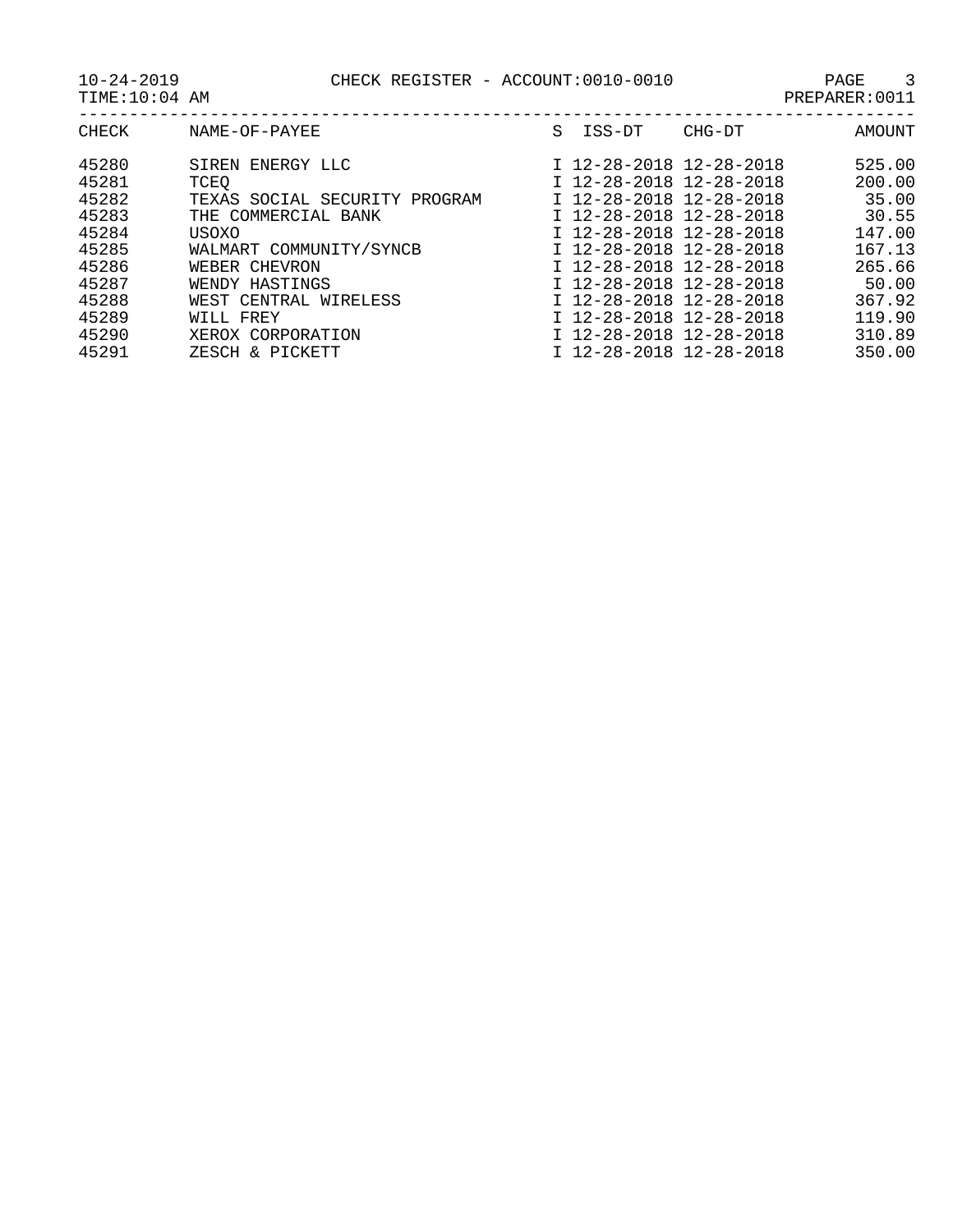10-24-2019 CHECK REGISTER - ACCOUNT:0010-0010
TIME:10:04 AM PREPARER:0011

| CHECK | NAME-OF-PAYEE | S | ISS-DT | CHG-DT | AMOUNT |
|---|---|---|---|---|---|
| 45280 | SIREN ENERGY LLC | I | 12-28-2018 | 12-28-2018 | 525.00 |
| 45281 | TCEQ | I | 12-28-2018 | 12-28-2018 | 200.00 |
| 45282 | TEXAS SOCIAL SECURITY PROGRAM | I | 12-28-2018 | 12-28-2018 | 35.00 |
| 45283 | THE COMMERCIAL BANK | I | 12-28-2018 | 12-28-2018 | 30.55 |
| 45284 | USOXO | I | 12-28-2018 | 12-28-2018 | 147.00 |
| 45285 | WALMART COMMUNITY/SYNCB | I | 12-28-2018 | 12-28-2018 | 167.13 |
| 45286 | WEBER CHEVRON | I | 12-28-2018 | 12-28-2018 | 265.66 |
| 45287 | WENDY HASTINGS | I | 12-28-2018 | 12-28-2018 | 50.00 |
| 45288 | WEST CENTRAL WIRELESS | I | 12-28-2018 | 12-28-2018 | 367.92 |
| 45289 | WILL FREY | I | 12-28-2018 | 12-28-2018 | 119.90 |
| 45290 | XEROX CORPORATION | I | 12-28-2018 | 12-28-2018 | 310.89 |
| 45291 | ZESCH & PICKETT | I | 12-28-2018 | 12-28-2018 | 350.00 |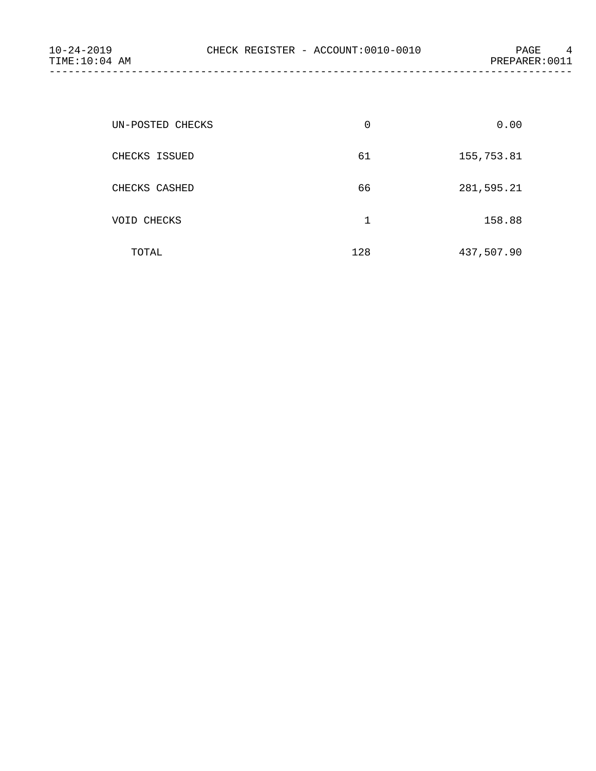| | | |
|---|---|---|
| UN-POSTED CHECKS | 0 | 0.00 |
| CHECKS ISSUED | 61 | 155,753.81 |
| CHECKS CASHED | 66 | 281,595.21 |
| VOID CHECKS | 1 | 158.88 |
| TOTAL | 128 | 437,507.90 |